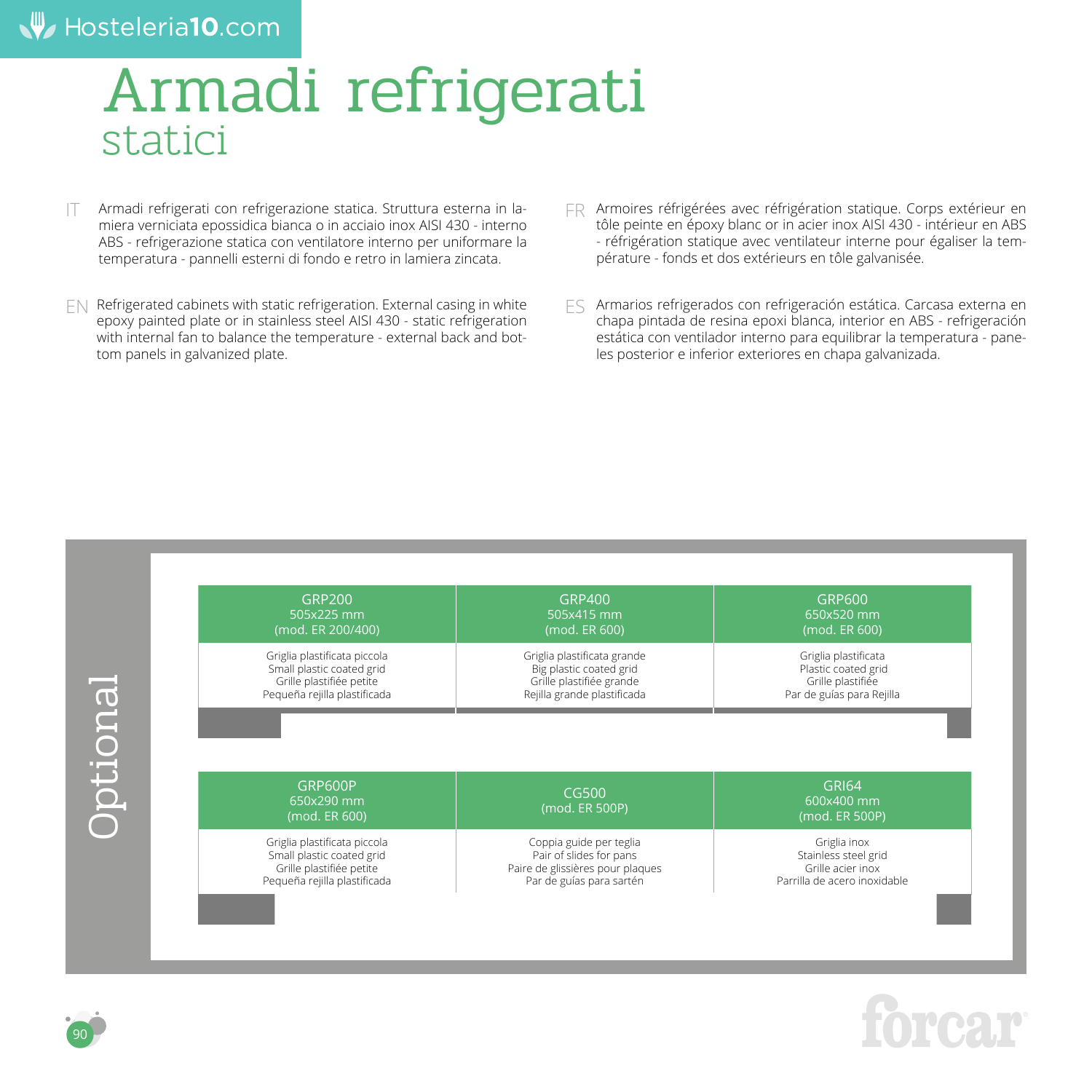# Armadi refrigerati
## statici

IT Armadi refrigerati con refrigerazione statica. Struttura esterna in lamiera verniciata epossidica bianca o in acciaio inox AISI 430 - interno ABS - refrigerazione statica con ventilatore interno per uniformare la temperatura - pannelli esterni di fondo e retro in lamiera zincata.

EN Refrigerated cabinets with static refrigeration. External casing in white epoxy painted plate or in stainless steel AISI 430 - static refrigeration with internal fan to balance the temperature - external back and bottom panels in galvanized plate.

FR Armoires réfrigérées avec réfrigération statique. Corps extérieur en tôle peinte en époxy blanc or en acier inox AISI 430 - intérieur en ABS - réfrigération statique avec ventilateur interne pour égaliser la température - fonds et dos extérieurs en tôle galvanisée.

ES Armarios refrigerados con refrigeración estática. Carcasa externa en chapa pintada de resina epoxi blanca, interior en ABS - refrigeración estática con ventilador interno para equilibrar la temperatura - paneles posterior e inferior exteriores en chapa galvanizada.

## Optional

| GRP200<br>505x225 mm<br>(mod. ER 200/400) | GRP400<br>505x415 mm<br>(mod. ER 600) | GRP600<br>650x520 mm<br>(mod. ER 600) |
|---|---|---|
| Griglia plastificata piccola<br>Small plastic coated grid<br>Grille plastifiée petite<br>Pequeña rejilla plastificada | Griglia plastificata grande<br>Big plastic coated grid<br>Grille plastifiée grande<br>Rejilla grande plastificada | Griglia plastificata<br>Plastic coated grid<br>Grille plastifiée<br>Par de guías para Rejilla |

| GRP600P<br>650x290 mm<br>(mod. ER 600) | CG500<br>(mod. ER 500P) | GRI64<br>600x400 mm<br>(mod. ER 500P) |
|---|---|---|
| Griglia plastificata piccola<br>Small plastic coated grid<br>Grille plastifiée petite<br>Pequeña rejilla plastificada | Coppia guide per teglia<br>Pair of slides for pans<br>Paire de glissières pour plaques<br>Par de guías para sartén | Griglia inox<br>Stainless steel grid<br>Grille acier inox<br>Parrilla de acero inoxidable |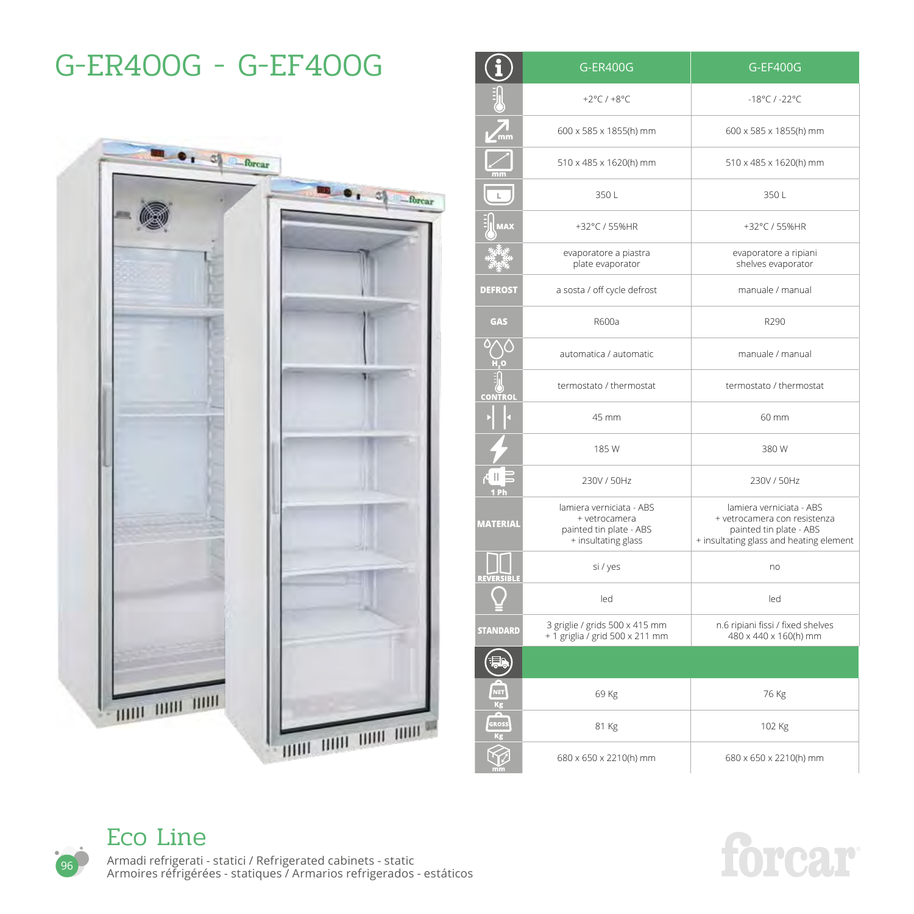# G-ER400G - G-EF400G

| | G-ER400G | G-EF400G |
|---|---|---|
| Temperature | +2°C / +8°C | -18°C / -22°C |
| External dimensions (mm) | 600 x 585 x 1855(h) mm | 600 x 585 x 1855(h) mm |
| Internal dimensions (mm) | 510 x 485 x 1620(h) mm | 510 x 485 x 1620(h) mm |
| L | 350 L | 350 L |
| MAX | +32°C / 55%HR | +32°C / 55%HR |
| Evaporator | evaporatore a piastra<br>plate evaporator | evaporatore a ripiani<br>shelves evaporator |
| DEFROST | a sosta / off cycle defrost | manuale / manual |
| GAS | R600a | R290 |
| $H_2O$ | automatica / automatic | manuale / manual |
| CONTROL | termostato / thermostat | termostato / thermostat |
| Insulation thickness | 45 mm | 60 mm |
| Power | 185 W | 380 W |
| 1 Ph | 230V / 50Hz | 230V / 50Hz |
| MATERIAL | lamiera verniciata - ABS<br>+ vetrocamera<br>painted tin plate - ABS<br>+ insultating glass | lamiera verniciata - ABS<br>+ vetrocamera con resistenza<br>painted tin plate - ABS<br>+ insultating glass and heating element |
| REVERSIBLE | si / yes | no |
| Light | led | led |
| STANDARD | 3 griglie / grids 500 x 415 mm<br>+ 1 griglia / grid 500 x 211 mm | n.6 ripiani fissi / fixed shelves<br>480 x 440 x 160(h) mm |
| Shipping | | |
| NET Kg | 69 Kg | 76 Kg |
| GROSS Kg | 81 Kg | 102 Kg |
| Packaging (mm) | 680 x 650 x 2210(h) mm | 680 x 650 x 2210(h) mm |

## Eco Line

Armadi refrigerati - statici / Refrigerated cabinets - static
Armoires réfrigérées - statiques / Armarios refrigerados - estáticos

forcar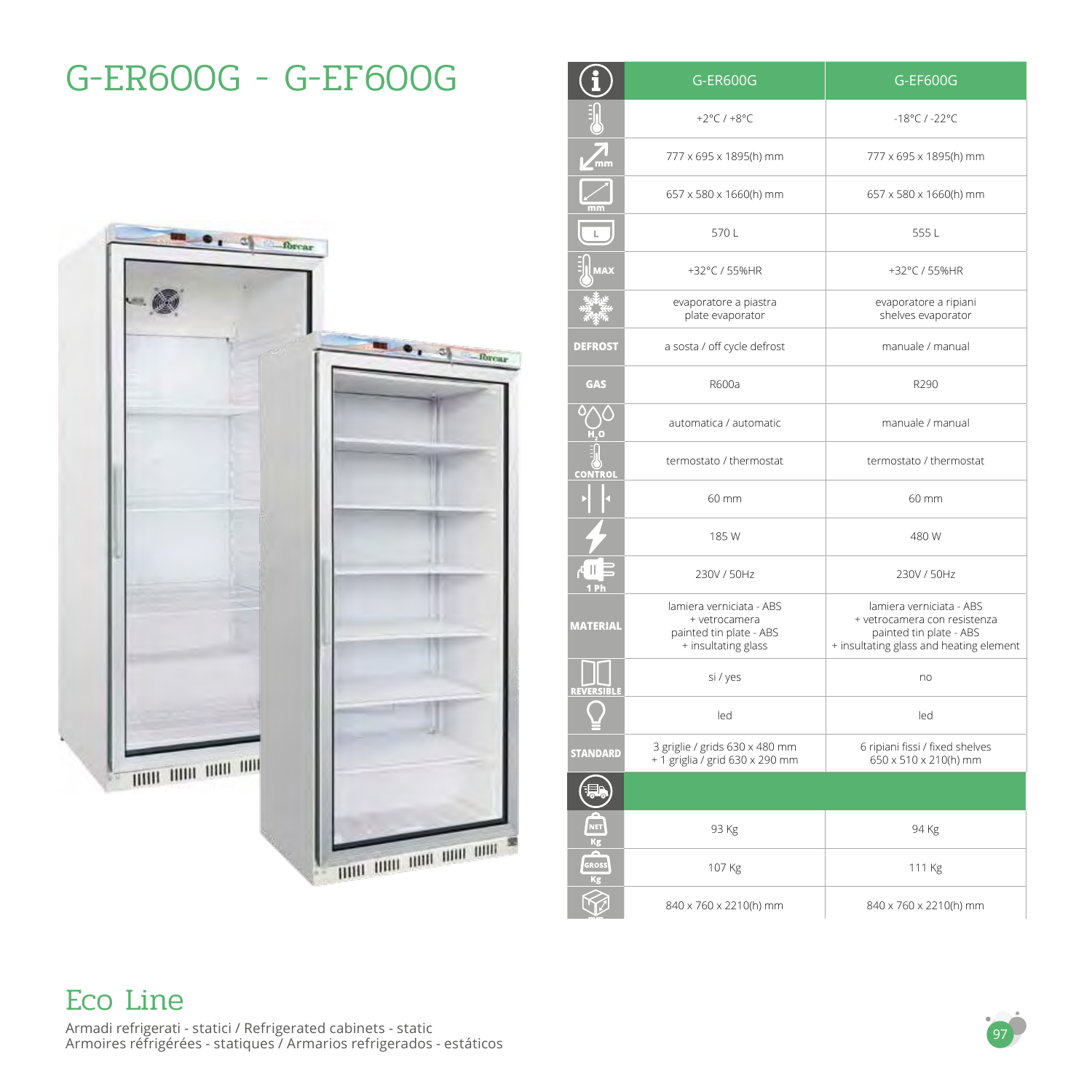# G-ER600G - G-EF600G

| | G-ER600G | G-EF600G |
|---|---|---|
| Temperature | +2°C / +8°C | -18°C / -22°C |
| Dimensions (mm) | 777 x 695 x 1895(h) mm | 777 x 695 x 1895(h) mm |
| Internal dimensions (mm) | 657 x 580 x 1660(h) mm | 657 x 580 x 1660(h) mm |
| L | 570 L | 555 L |
| MAX | +32°C / 55%HR | +32°C / 55%HR |
| Evaporator | evaporatore a piastra<br>plate evaporator | evaporatore a ripiani<br>shelves evaporator |
| DEFROST | a sosta / off cycle defrost | manuale / manual |
| GAS | R600a | R290 |
| $H_2O$ | automatica / automatic | manuale / manual |
| CONTROL | termostato / thermostat | termostato / thermostat |
| Insulation | 60 mm | 60 mm |
| Power | 185 W | 480 W |
| 1 Ph | 230V / 50Hz | 230V / 50Hz |
| MATERIAL | lamiera verniciata - ABS<br>+ vetrocamera<br>painted tin plate - ABS<br>+ insultating glass | lamiera verniciata - ABS<br>+ vetrocamera con resistenza<br>painted tin plate - ABS<br>+ insultating glass and heating element |
| REVERSIBLE | si / yes | no |
| Light | led | led |
| STANDARD | 3 griglie / grids 630 x 480 mm<br>+ 1 griglia / grid 630 x 290 mm | 6 ripiani fissi / fixed shelves<br>650 x 510 x 210(h) mm |
| Shipping | | |
| NET Kg | 93 Kg | 94 Kg |
| GROSS Kg | 107 Kg | 111 Kg |
| Packaging | 840 x 760 x 2210(h) mm | 840 x 760 x 2210(h) mm |

## Eco Line

Armadi refrigerati - statici / Refrigerated cabinets - static
Armoires réfrigérées - statiques / Armarios refrigerados - estáticos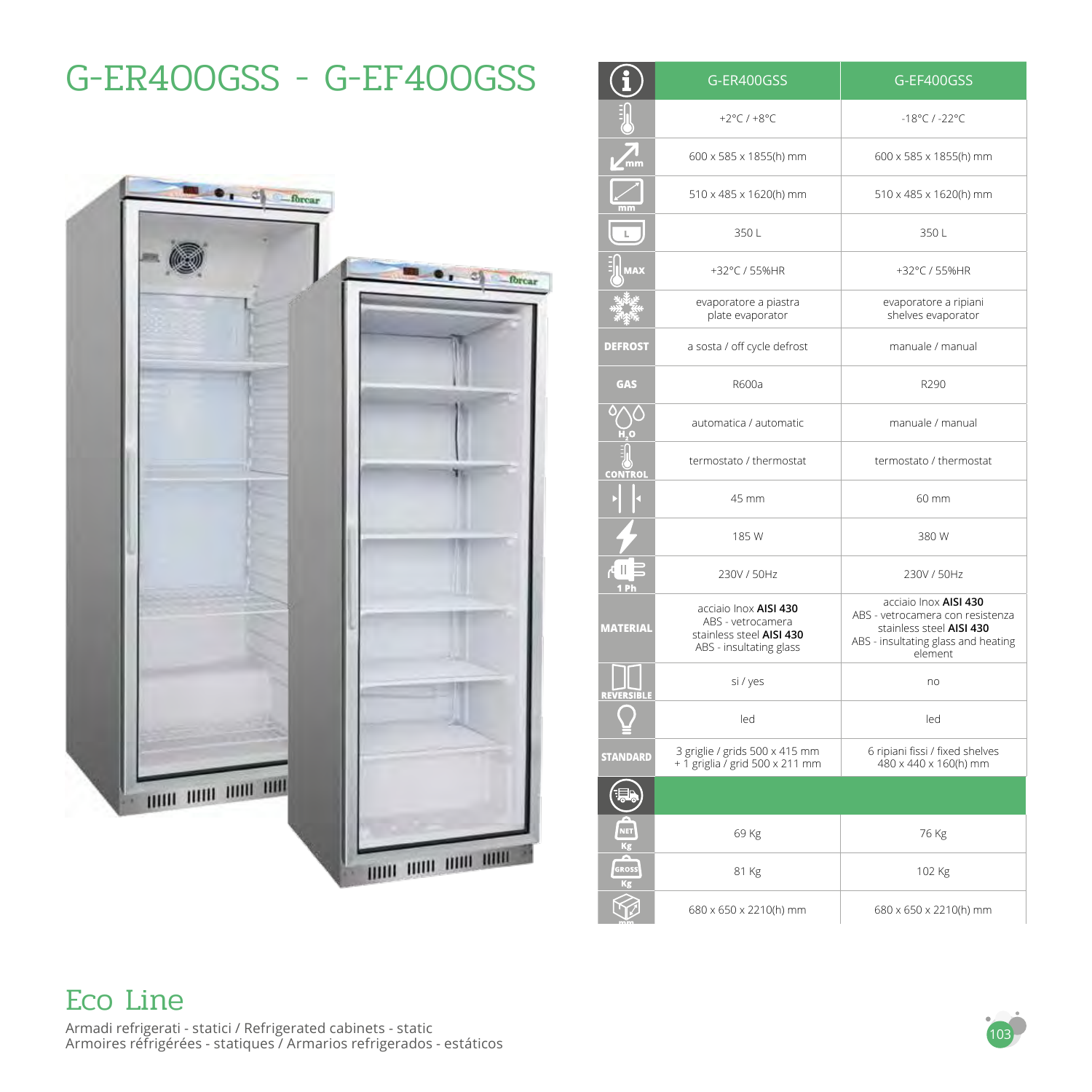# G-ER400GSS - G-EF400GSS

| | G-ER400GSS | G-EF400GSS |
|---|---|---|
| | +2°C / +8°C | -18°C / -22°C |
| mm | 600 x 585 x 1855(h) mm | 600 x 585 x 1855(h) mm |
| mm | 510 x 485 x 1620(h) mm | 510 x 485 x 1620(h) mm |
| L | 350 L | 350 L |
| MAX | +32°C / 55%HR | +32°C / 55%HR |
| | evaporatore a piastra plate evaporator | evaporatore a ripiani shelves evaporator |
| DEFROST | a sosta / off cycle defrost | manuale / manual |
| GAS | R600a | R290 |
| $H_2O$ | automatica / automatic | manuale / manual |
| CONTROL | termostato / thermostat | termostato / thermostat |
| | 45 mm | 60 mm |
| | 185 W | 380 W |
| 1 Ph | 230V / 50Hz | 230V / 50Hz |
| MATERIAL | acciaio Inox **AISI 430** ABS - vetrocamera stainless steel **AISI 430** ABS - insultating glass | acciaio Inox **AISI 430** ABS - vetrocamera con resistenza stainless steel **AISI 430** ABS - insultating glass and heating element |
| REVERSIBLE | si / yes | no |
| | led | led |
| STANDARD | 3 griglie / grids 500 x 415 mm + 1 griglia / grid 500 x 211 mm | 6 ripiani fissi / fixed shelves 480 x 440 x 160(h) mm |
| | | |
| NET Kg | 69 Kg | 76 Kg |
| GROSS Kg | 81 Kg | 102 Kg |
| mm | 680 x 650 x 2210(h) mm | 680 x 650 x 2210(h) mm |

## Eco Line

Armadi refrigerati - statici / Refrigerated cabinets - static
Armoires réfrigérées - statiques / Armarios refrigerados - estáticos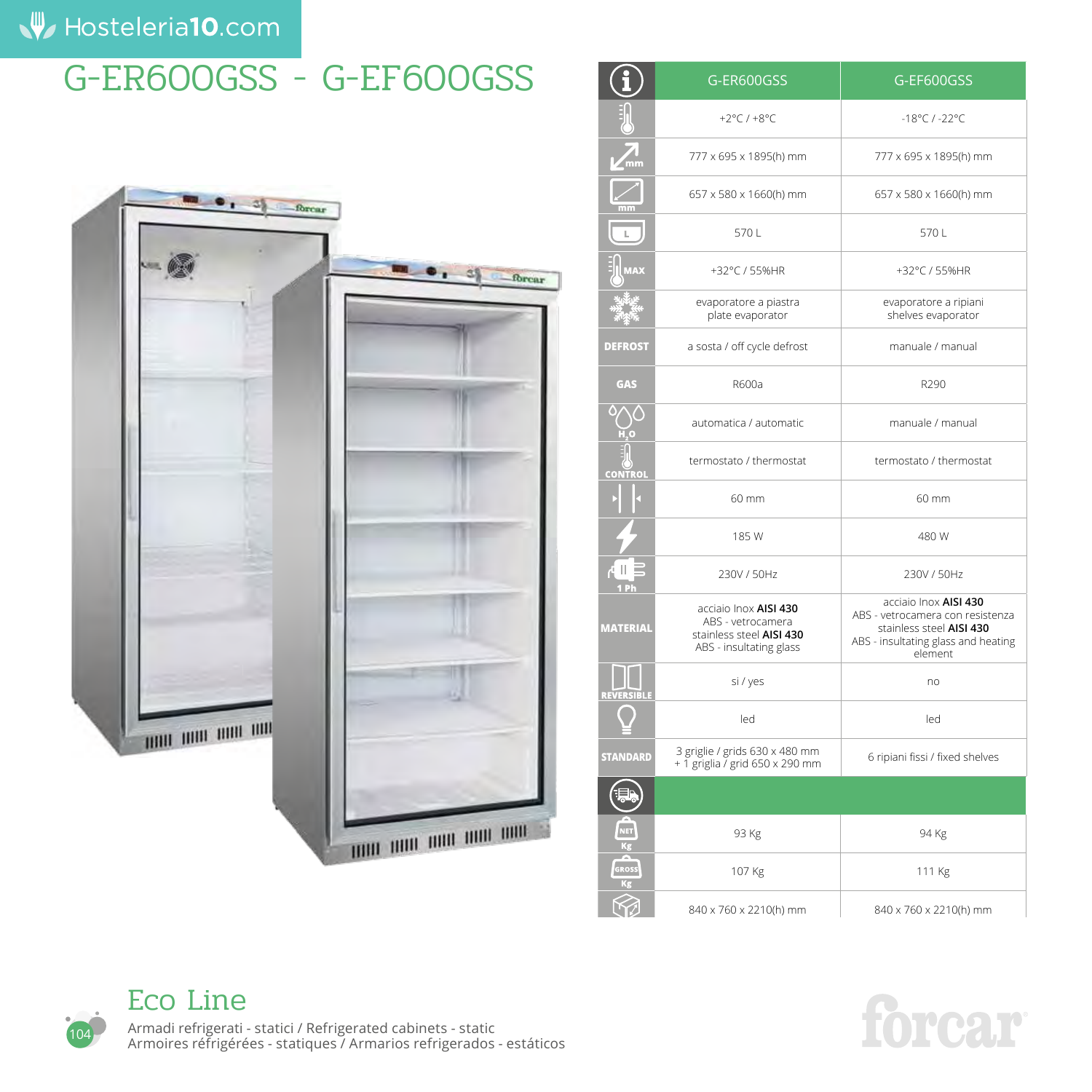# G-ER600GSS - G-EF600GSS

| | G-ER600GSS | G-EF600GSS |
|---|---|---|
| Temperature | +2°C / +8°C | -18°C / -22°C |
| mm | 777 x 695 x 1895(h) mm | 777 x 695 x 1895(h) mm |
| mm | 657 x 580 x 1660(h) mm | 657 x 580 x 1660(h) mm |
| L | 570 L | 570 L |
| MAX | +32°C / 55%HR | +32°C / 55%HR |
| Evaporator | evaporatore a piastra<br>plate evaporator | evaporatore a ripiani<br>shelves evaporator |
| DEFROST | a sosta / off cycle defrost | manuale / manual |
| GAS | R600a | R290 |
| $H_2O$ | automatica / automatic | manuale / manual |
| CONTROL | termostato / thermostat | termostato / thermostat |
| Insulation | 60 mm | 60 mm |
| Power | 185 W | 480 W |
| 1 Ph | 230V / 50Hz | 230V / 50Hz |
| MATERIAL | acciaio Inox **AISI 430**<br>ABS - vetrocamera<br>stainless steel **AISI 430**<br>ABS - insultating glass | acciaio Inox **AISI 430**<br>ABS - vetrocamera con resistenza<br>stainless steel **AISI 430**<br>ABS - insultating glass and heating element |
| REVERSIBLE | si / yes | no |
| Light | led | led |
| STANDARD | 3 griglie / grids 630 x 480 mm<br>+ 1 griglia / grid 650 x 290 mm | 6 ripiani fissi / fixed shelves |
| Shipping | | |
| NET Kg | 93 Kg | 94 Kg |
| GROSS Kg | 107 Kg | 111 Kg |
| Package | 840 x 760 x 2210(h) mm | 840 x 760 x 2210(h) mm |

## Eco Line

Armadi refrigerati - statici / Refrigerated cabinets - static
Armoires réfrigérées - statiques / Armarios refrigerados - estáticos

forcar